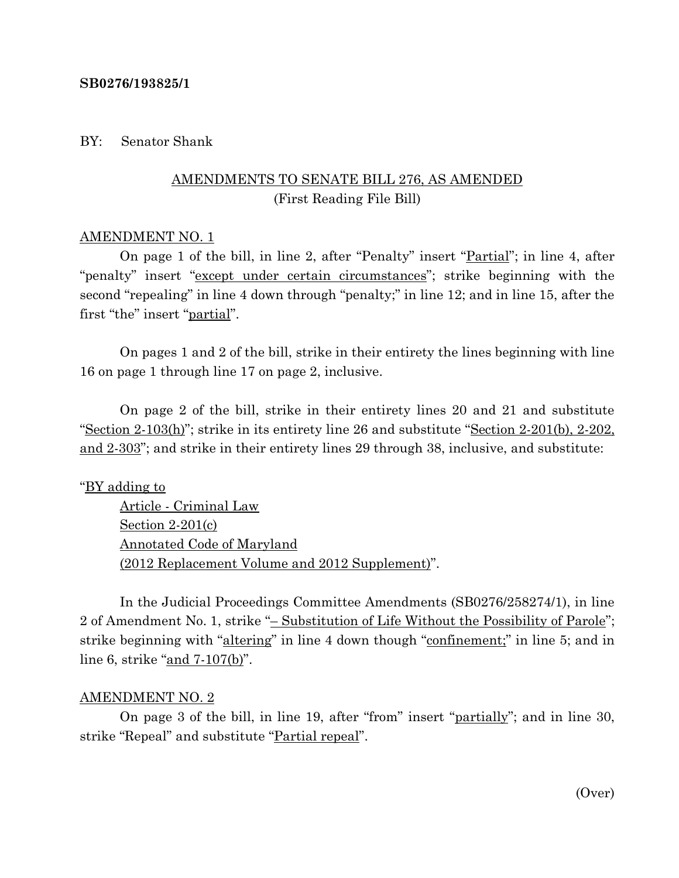**SB0276/193825/1**

BY: Senator Shank

AMENDMENTS TO SENATE BILL 276, AS AMENDED
(First Reading File Bill)

AMENDMENT NO. 1

On page 1 of the bill, in line 2, after "Penalty" insert "Partial"; in line 4, after "penalty" insert "except under certain circumstances"; strike beginning with the second "repealing" in line 4 down through "penalty;" in line 12; and in line 15, after the first "the" insert "partial".

On pages 1 and 2 of the bill, strike in their entirety the lines beginning with line 16 on page 1 through line 17 on page 2, inclusive.

On page 2 of the bill, strike in their entirety lines 20 and 21 and substitute "Section 2-103(h)"; strike in its entirety line 26 and substitute "Section 2-201(b), 2-202, and 2-303"; and strike in their entirety lines 29 through 38, inclusive, and substitute:

"BY adding to
Article - Criminal Law
Section 2-201(c)
Annotated Code of Maryland
(2012 Replacement Volume and 2012 Supplement)".

In the Judicial Proceedings Committee Amendments (SB0276/258274/1), in line 2 of Amendment No. 1, strike "– Substitution of Life Without the Possibility of Parole"; strike beginning with "altering" in line 4 down though "confinement;" in line 5; and in line 6, strike "and 7-107(b)".

AMENDMENT NO. 2

On page 3 of the bill, in line 19, after "from" insert "partially"; and in line 30, strike "Repeal" and substitute "Partial repeal".

(Over)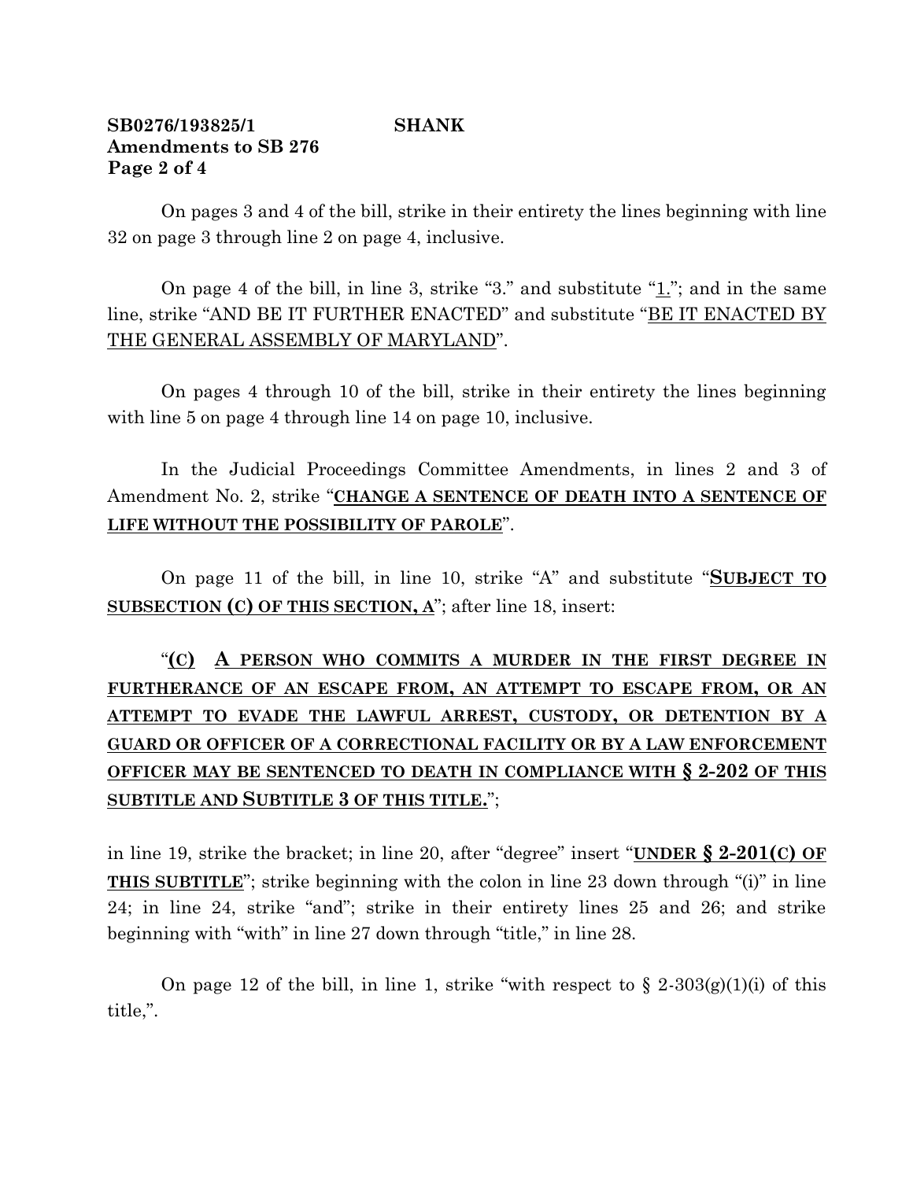**SB0276/193825/1 SHANK**
**Amendments to SB 276**

On pages 3 and 4 of the bill, strike in their entirety the lines beginning with line 32 on page 3 through line 2 on page 4, inclusive.

On page 4 of the bill, in line 3, strike "3." and substitute "1."; and in the same line, strike "AND BE IT FURTHER ENACTED" and substitute "BE IT ENACTED BY THE GENERAL ASSEMBLY OF MARYLAND".

On pages 4 through 10 of the bill, strike in their entirety the lines beginning with line 5 on page 4 through line 14 on page 10, inclusive.

In the Judicial Proceedings Committee Amendments, in lines 2 and 3 of Amendment No. 2, strike "**CHANGE A SENTENCE OF DEATH INTO A SENTENCE OF LIFE WITHOUT THE POSSIBILITY OF PAROLE**".

On page 11 of the bill, in line 10, strike "A" and substitute "**SUBJECT TO SUBSECTION (C) OF THIS SECTION, A**"; after line 18, insert:

"**(C) A PERSON WHO COMMITS A MURDER IN THE FIRST DEGREE IN FURTHERANCE OF AN ESCAPE FROM, AN ATTEMPT TO ESCAPE FROM, OR AN ATTEMPT TO EVADE THE LAWFUL ARREST, CUSTODY, OR DETENTION BY A GUARD OR OFFICER OF A CORRECTIONAL FACILITY OR BY A LAW ENFORCEMENT OFFICER MAY BE SENTENCED TO DEATH IN COMPLIANCE WITH § 2-202 OF THIS SUBTITLE AND SUBTITLE 3 OF THIS TITLE.**";

in line 19, strike the bracket; in line 20, after "degree" insert "**UNDER § 2-201(C) OF THIS SUBTITLE**"; strike beginning with the colon in line 23 down through "(i)" in line 24; in line 24, strike "and"; strike in their entirety lines 25 and 26; and strike beginning with "with" in line 27 down through "title," in line 28.

On page 12 of the bill, in line 1, strike "with respect to § 2-303(g)(1)(i) of this title,".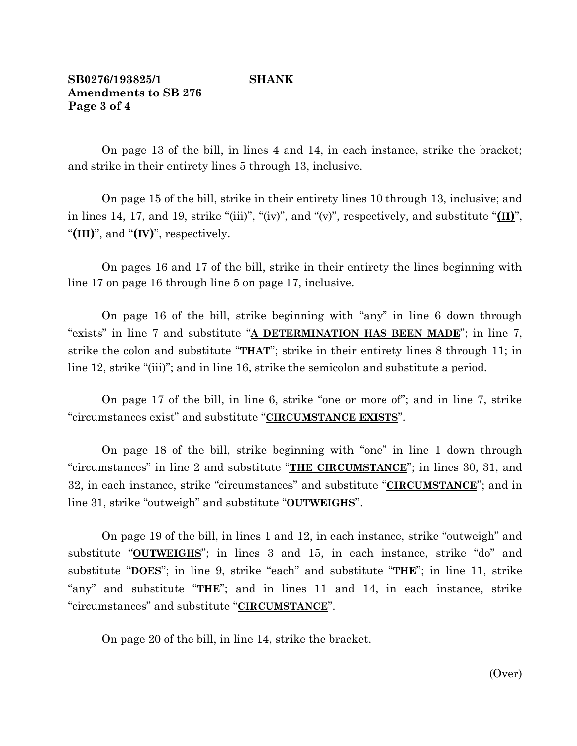**SB0276/193825/1 SHANK**
**Amendments to SB 276**
**Page 3 of 4**

On page 13 of the bill, in lines 4 and 14, in each instance, strike the bracket; and strike in their entirety lines 5 through 13, inclusive.

On page 15 of the bill, strike in their entirety lines 10 through 13, inclusive; and in lines 14, 17, and 19, strike "(iii)", "(iv)", and "(v)", respectively, and substitute "**(II)**", "**(III)**", and "**(IV)**", respectively.

On pages 16 and 17 of the bill, strike in their entirety the lines beginning with line 17 on page 16 through line 5 on page 17, inclusive.

On page 16 of the bill, strike beginning with "any" in line 6 down through "exists" in line 7 and substitute "**A DETERMINATION HAS BEEN MADE**"; in line 7, strike the colon and substitute "**THAT**"; strike in their entirety lines 8 through 11; in line 12, strike "(iii)"; and in line 16, strike the semicolon and substitute a period.

On page 17 of the bill, in line 6, strike "one or more of"; and in line 7, strike "circumstances exist" and substitute "**CIRCUMSTANCE EXISTS**".

On page 18 of the bill, strike beginning with "one" in line 1 down through "circumstances" in line 2 and substitute "**THE CIRCUMSTANCE**"; in lines 30, 31, and 32, in each instance, strike "circumstances" and substitute "**CIRCUMSTANCE**"; and in line 31, strike "outweigh" and substitute "**OUTWEIGHS**".

On page 19 of the bill, in lines 1 and 12, in each instance, strike "outweigh" and substitute "**OUTWEIGHS**"; in lines 3 and 15, in each instance, strike "do" and substitute "**DOES**"; in line 9, strike "each" and substitute "**THE**"; in line 11, strike "any" and substitute "**THE**"; and in lines 11 and 14, in each instance, strike "circumstances" and substitute "**CIRCUMSTANCE**".

On page 20 of the bill, in line 14, strike the bracket.

(Over)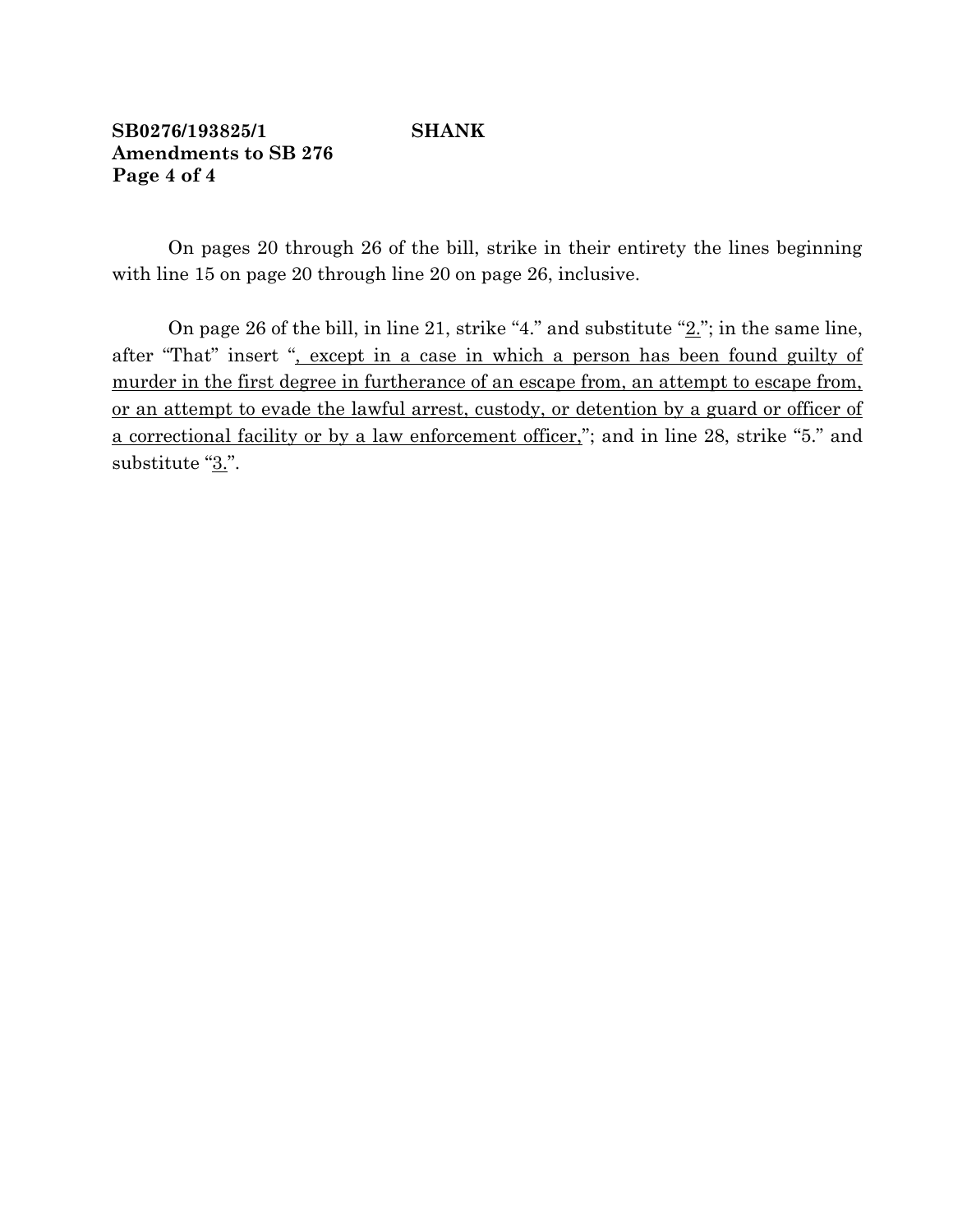On pages 20 through 26 of the bill, strike in their entirety the lines beginning with line 15 on page 20 through line 20 on page 26, inclusive.

On page 26 of the bill, in line 21, strike "4." and substitute "<u>2.</u>"; in the same line, after "That" insert "<u>, except in a case in which a person has been found guilty of murder in the first degree in furtherance of an escape from, an attempt to escape from, or an attempt to evade the lawful arrest, custody, or detention by a guard or officer of a correctional facility or by a law enforcement officer,</u>"; and in line 28, strike "5." and substitute "<u>3.</u>".